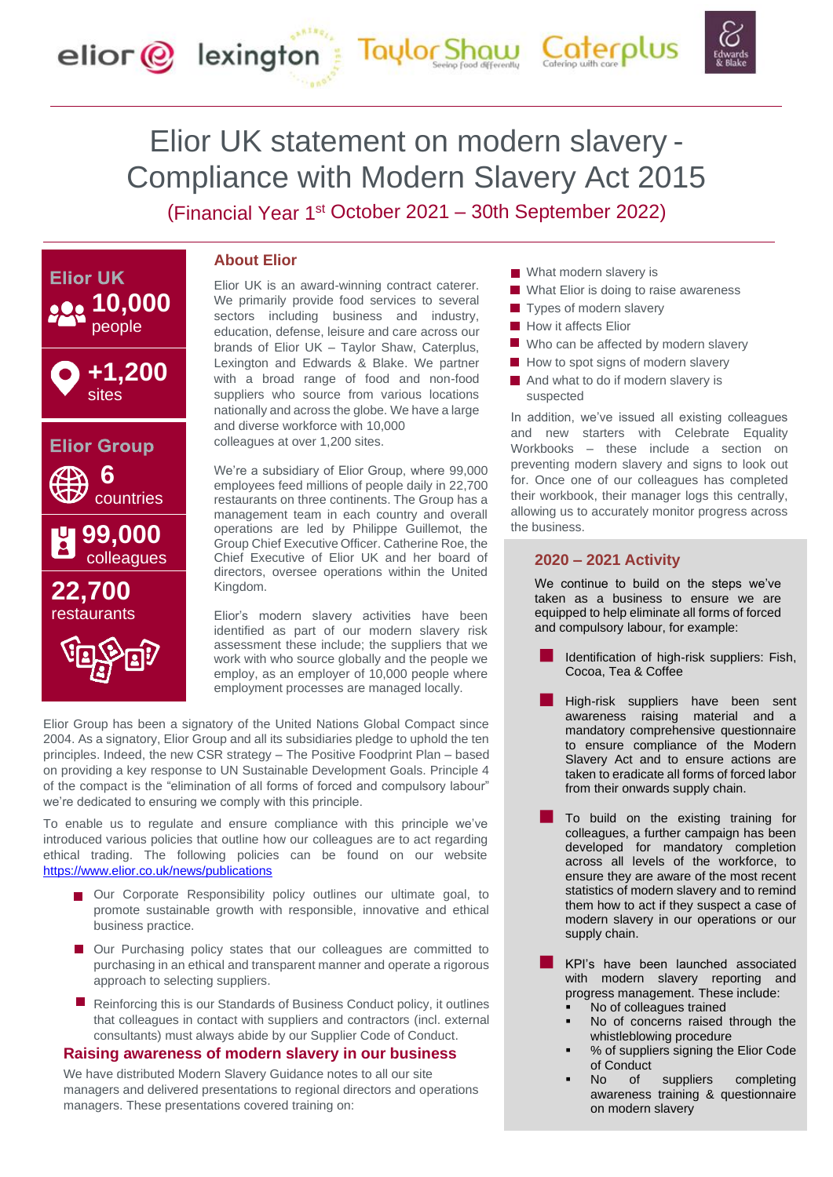# Elior UK statement on modern slavery - Compliance with Modern Slavery Act 2015

(Financial Year 1st October 2021 – 30th September 2022)

**Elior UK**

**10,000** people

**+1,200** sites

**Elior Group**

**6** countries

**99,000** colleagues

**22,700** restaurants

## About Elior

Elior UK is an award-winning contract caterer. We primarily provide food services to several sectors including business and industry, education, defense, leisure and care across our brands of Elior UK – Taylor Shaw, Caterplus, Lexington and Edwards & Blake. We partner with a broad range of food and non-food suppliers who source from various locations nationally and across the globe. We have a large and diverse workforce with 10,000 colleagues at over 1,200 sites.

We're a subsidiary of Elior Group, where 99,000 employees feed millions of people daily in 22,700 restaurants on three continents. The Group has a management team in each country and overall operations are led by Philippe Guillemot, the Group Chief Executive Officer. Catherine Roe, the Chief Executive of Elior UK and her board of directors, oversee operations within the United Kingdom.

Elior's modern slavery activities have been identified as part of our modern slavery risk assessment these include; the suppliers that we work with who source globally and the people we employ, as an employer of 10,000 people where employment processes are managed locally.

Elior Group has been a signatory of the United Nations Global Compact since 2004. As a signatory, Elior Group and all its subsidiaries pledge to uphold the ten principles. Indeed, the new CSR strategy – The Positive Foodprint Plan – based on providing a key response to UN Sustainable Development Goals. Principle 4 of the compact is the "elimination of all forms of forced and compulsory labour" we're dedicated to ensuring we comply with this principle.

To enable us to regulate and ensure compliance with this principle we've introduced various policies that outline how our colleagues are to act regarding ethical trading. The following policies can be found on our website https://www.elior.co.uk/news/publications

- Our Corporate Responsibility policy outlines our ultimate goal, to promote sustainable growth with responsible, innovative and ethical business practice.
- Our Purchasing policy states that our colleagues are committed to purchasing in an ethical and transparent manner and operate a rigorous approach to selecting suppliers.
- Reinforcing this is our Standards of Business Conduct policy, it outlines that colleagues in contact with suppliers and contractors (incl. external consultants) must always abide by our Supplier Code of Conduct.

## Raising awareness of modern slavery in our business

We have distributed Modern Slavery Guidance notes to all our site managers and delivered presentations to regional directors and operations managers. These presentations covered training on:

- What modern slavery is
- What Elior is doing to raise awareness
- Types of modern slavery
- How it affects Elior
- Who can be affected by modern slavery
- How to spot signs of modern slavery
- And what to do if modern slavery is suspected

In addition, we've issued all existing colleagues and new starters with Celebrate Equality Workbooks – these include a section on preventing modern slavery and signs to look out for. Once one of our colleagues has completed their workbook, their manager logs this centrally, allowing us to accurately monitor progress across the business.

## 2020 – 2021 Activity

We continue to build on the steps we've taken as a business to ensure we are equipped to help eliminate all forms of forced and compulsory labour, for example:

- Identification of high-risk suppliers: Fish, Cocoa, Tea & Coffee
- High-risk suppliers have been sent awareness raising material and a mandatory comprehensive questionnaire to ensure compliance of the Modern Slavery Act and to ensure actions are taken to eradicate all forms of forced labor from their onwards supply chain.
- To build on the existing training for colleagues, a further campaign has been developed for mandatory completion across all levels of the workforce, to ensure they are aware of the most recent statistics of modern slavery and to remind them how to act if they suspect a case of modern slavery in our operations or our supply chain.
- KPI's have been launched associated with modern slavery reporting and progress management. These include:
  - No of colleagues trained
  - No of concerns raised through the whistleblowing procedure
  - % of suppliers signing the Elior Code of Conduct
  - No of suppliers completing awareness training & questionnaire on modern slavery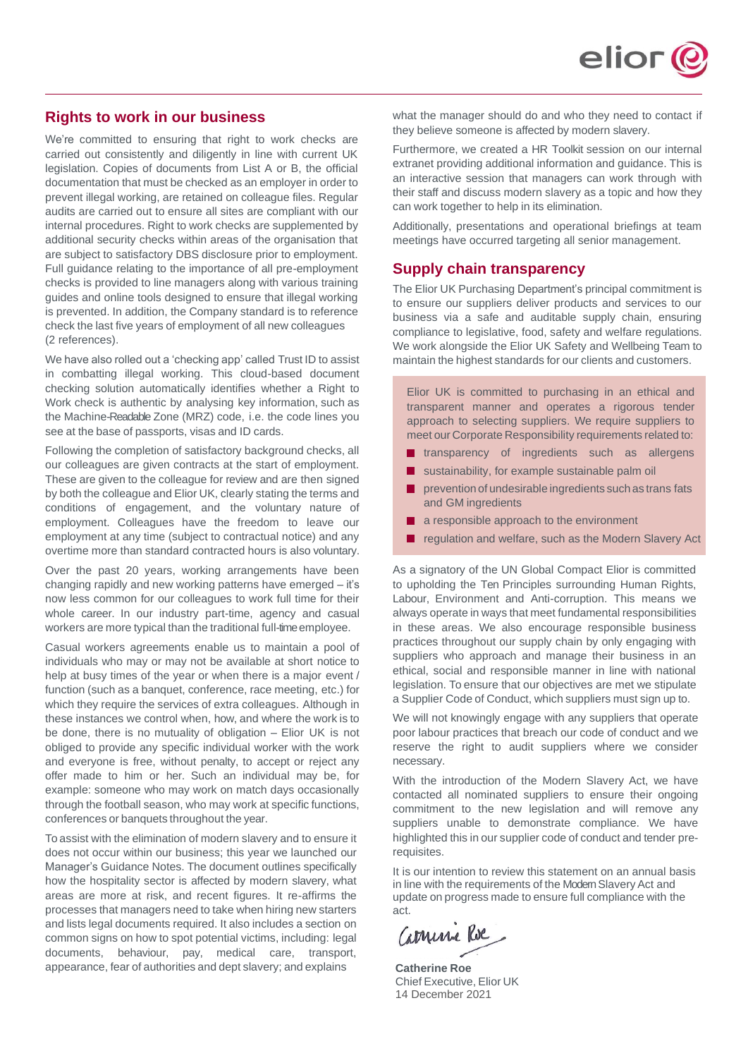## Rights to work in our business

We're committed to ensuring that right to work checks are carried out consistently and diligently in line with current UK legislation. Copies of documents from List A or B, the official documentation that must be checked as an employer in order to prevent illegal working, are retained on colleague files. Regular audits are carried out to ensure all sites are compliant with our internal procedures. Right to work checks are supplemented by additional security checks within areas of the organisation that are subject to satisfactory DBS disclosure prior to employment. Full guidance relating to the importance of all pre-employment checks is provided to line managers along with various training guides and online tools designed to ensure that illegal working is prevented. In addition, the Company standard is to reference check the last five years of employment of all new colleagues (2 references).

We have also rolled out a 'checking app' called Trust ID to assist in combatting illegal working. This cloud-based document checking solution automatically identifies whether a Right to Work check is authentic by analysing key information, such as the Machine-Readable Zone (MRZ) code, i.e. the code lines you see at the base of passports, visas and ID cards.

Following the completion of satisfactory background checks, all our colleagues are given contracts at the start of employment. These are given to the colleague for review and are then signed by both the colleague and Elior UK, clearly stating the terms and conditions of engagement, and the voluntary nature of employment. Colleagues have the freedom to leave our employment at any time (subject to contractual notice) and any overtime more than standard contracted hours is also voluntary.

Over the past 20 years, working arrangements have been changing rapidly and new working patterns have emerged – it's now less common for our colleagues to work full time for their whole career. In our industry part-time, agency and casual workers are more typical than the traditional full-time employee.

Casual workers agreements enable us to maintain a pool of individuals who may or may not be available at short notice to help at busy times of the year or when there is a major event / function (such as a banquet, conference, race meeting, etc.) for which they require the services of extra colleagues. Although in these instances we control when, how, and where the work is to be done, there is no mutuality of obligation – Elior UK is not obliged to provide any specific individual worker with the work and everyone is free, without penalty, to accept or reject any offer made to him or her. Such an individual may be, for example: someone who may work on match days occasionally through the football season, who may work at specific functions, conferences or banquets throughout the year.

To assist with the elimination of modern slavery and to ensure it does not occur within our business; this year we launched our Manager's Guidance Notes. The document outlines specifically how the hospitality sector is affected by modern slavery, what areas are more at risk, and recent figures. It re-affirms the processes that managers need to take when hiring new starters and lists legal documents required. It also includes a section on common signs on how to spot potential victims, including: legal documents, behaviour, pay, medical care, transport, appearance, fear of authorities and dept slavery; and explains what the manager should do and who they need to contact if they believe someone is affected by modern slavery.

Furthermore, we created a HR Toolkit session on our internal extranet providing additional information and guidance. This is an interactive session that managers can work through with their staff and discuss modern slavery as a topic and how they can work together to help in its elimination.

Additionally, presentations and operational briefings at team meetings have occurred targeting all senior management.

## Supply chain transparency

The Elior UK Purchasing Department's principal commitment is to ensure our suppliers deliver products and services to our business via a safe and auditable supply chain, ensuring compliance to legislative, food, safety and welfare regulations. We work alongside the Elior UK Safety and Wellbeing Team to maintain the highest standards for our clients and customers.

Elior UK is committed to purchasing in an ethical and transparent manner and operates a rigorous tender approach to selecting suppliers. We require suppliers to meet our Corporate Responsibility requirements related to:

- transparency of ingredients such as allergens
- sustainability, for example sustainable palm oil
- prevention of undesirable ingredients such as trans fats and GM ingredients
- a responsible approach to the environment
- regulation and welfare, such as the Modern Slavery Act

As a signatory of the UN Global Compact Elior is committed to upholding the Ten Principles surrounding Human Rights, Labour, Environment and Anti-corruption. This means we always operate in ways that meet fundamental responsibilities in these areas. We also encourage responsible business practices throughout our supply chain by only engaging with suppliers who approach and manage their business in an ethical, social and responsible manner in line with national legislation. To ensure that our objectives are met we stipulate a Supplier Code of Conduct, which suppliers must sign up to.

We will not knowingly engage with any suppliers that operate poor labour practices that breach our code of conduct and we reserve the right to audit suppliers where we consider necessary.

With the introduction of the Modern Slavery Act, we have contacted all nominated suppliers to ensure their ongoing commitment to the new legislation and will remove any suppliers unable to demonstrate compliance. We have highlighted this in our supplier code of conduct and tender pre-requisites.

It is our intention to review this statement on an annual basis in line with the requirements of the Modern Slavery Act and update on progress made to ensure full compliance with the act.

**Catherine Roe**
Chief Executive, Elior UK
14 December 2021